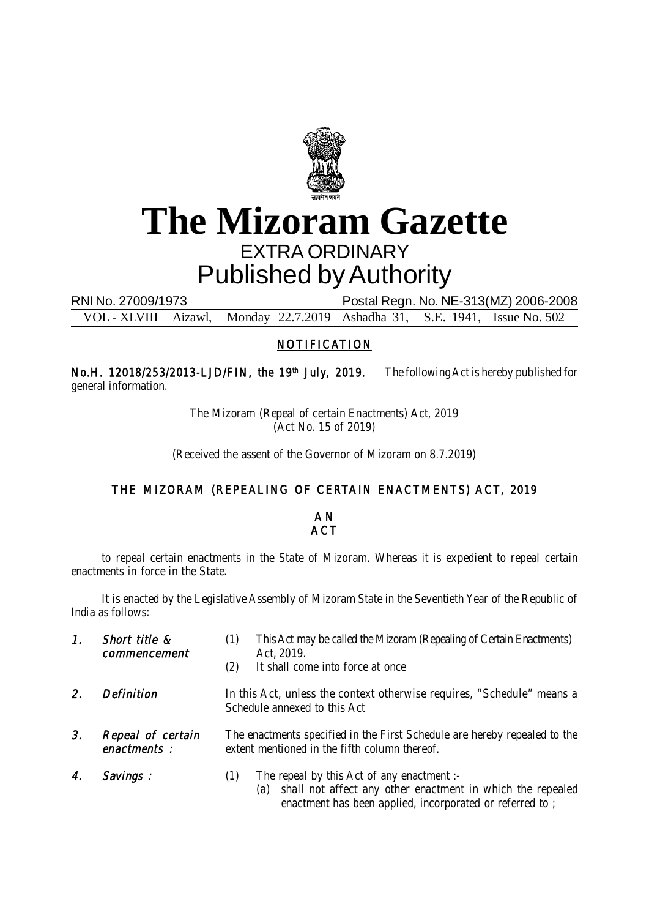# The Mizoram Gazette

## EXTRA ORDINARY

## Published by Authority

RNI No. 27009/1973 Postal Regn. No. NE-313(MZ) 2006-2008

VOL - XLVIII Aizawl, Monday 22.7.2019 Ashadha 31, S.E. 1941, Issue No. 502

### NOTIFICATION

**No.H. 12018/253/2013-LJD/FIN, the 19th July, 2019.** The following Act is hereby published for general information.

The Mizoram (Repeal of certain Enactments) Act, 2019
(Act No. 15 of 2019)

(Received the assent of the Governor of Mizoram on 8.7.2019)

### THE MIZORAM (REPEALING OF CERTAIN ENACTMENTS) ACT, 2019

### AN ACT

to repeal certain enactments in the State of Mizoram. Whereas it is expedient to repeal certain enactments in force in the State.

It is enacted by the Legislative Assembly of Mizoram State in the Seventieth Year of the Republic of India as follows:

1. ***Short title & commencement***
   (1) This Act may be called the Mizoram (Repealing of Certain Enactments) Act, 2019.
   (2) It shall come into force at once

2. ***Definition*** In this Act, unless the context otherwise requires, "Schedule" means a Schedule annexed to this Act

3. ***Repeal of certain enactments :*** The enactments specified in the First Schedule are hereby repealed to the extent mentioned in the fifth column thereof.

4. ***Savings :***
   (1) The repeal by this Act of any enactment :-
      (a) shall not affect any other enactment in which the repealed enactment has been applied, incorporated or referred to ;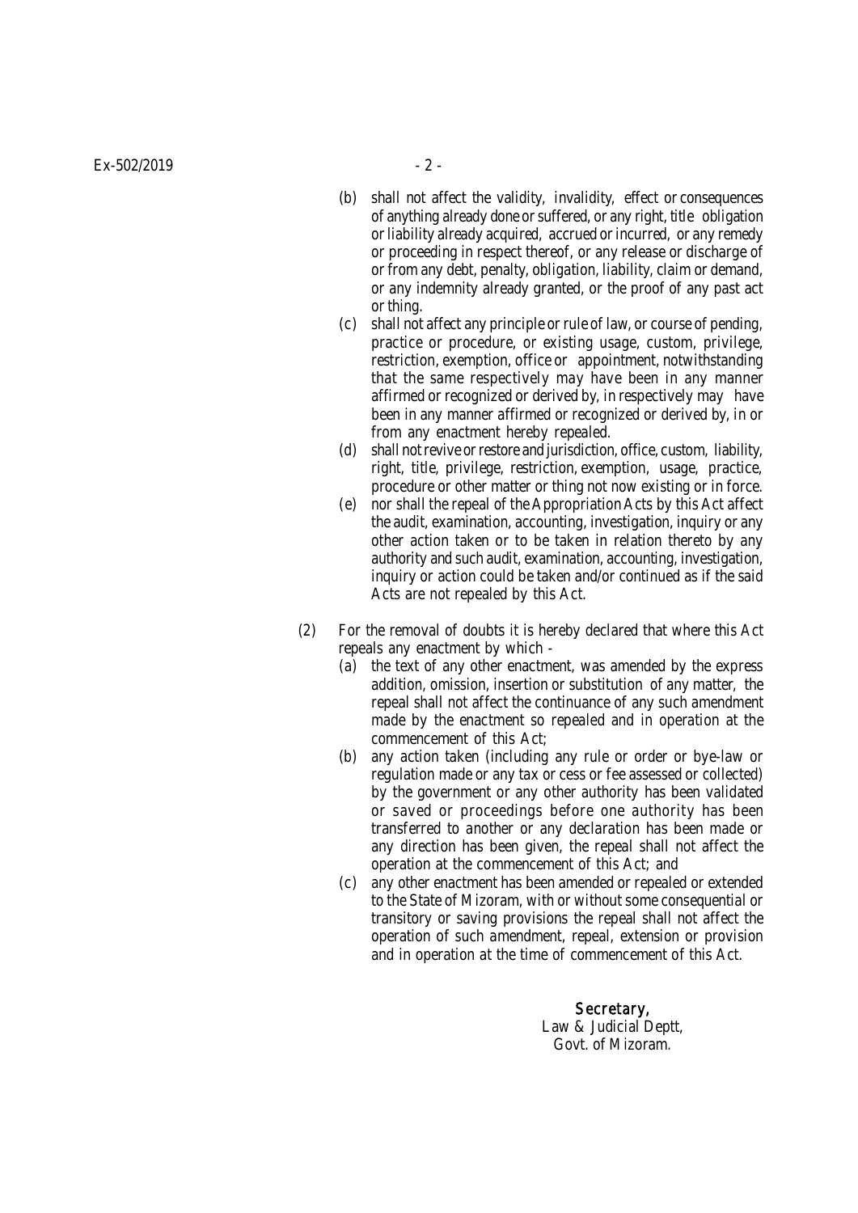(b) shall not affect the validity, invalidity, effect or consequences of anything already done or suffered, or any right, title obligation or liability already acquired, accrued or incurred, or any remedy or proceeding in respect thereof, or any release or discharge of or from any debt, penalty, obligation, liability, claim or demand, or any indemnity already granted, or the proof of any past act or thing.

(c) shall not affect any principle or rule of law, or course of pending, practice or procedure, or existing usage, custom, privilege, restriction, exemption, office or appointment, notwithstanding that the same respectively may have been in any manner affirmed or recognized or derived by, in respectively may have been in any manner affirmed or recognized or derived by, in or from any enactment hereby repealed.

(d) shall not revive or restore and jurisdiction, office, custom, liability, right, title, privilege, restriction, exemption, usage, practice, procedure or other matter or thing not now existing or in force.

(e) nor shall the repeal of the Appropriation Acts by this Act affect the audit, examination, accounting, investigation, inquiry or any other action taken or to be taken in relation thereto by any authority and such audit, examination, accounting, investigation, inquiry or action could be taken and/or continued as if the said Acts are not repealed by this Act.

(2) For the removal of doubts it is hereby declared that where this Act repeals any enactment by which -

(a) the text of any other enactment, was amended by the express addition, omission, insertion or substitution of any matter, the repeal shall not affect the continuance of any such amendment made by the enactment so repealed and in operation at the commencement of this Act;

(b) any action taken (including any rule or order or bye-law or regulation made or any tax or cess or fee assessed or collected) by the government or any other authority has been validated or saved or proceedings before one authority has been transferred to another or any declaration has been made or any direction has been given, the repeal shall not affect the operation at the commencement of this Act; and

(c) any other enactment has been amended or repealed or extended to the State of Mizoram, with or without some consequential or transitory or saving provisions the repeal shall not affect the operation of such amendment, repeal, extension or provision and in operation at the time of commencement of this Act.

*Secretary,*
Law & Judicial Deptt,
Govt. of Mizoram.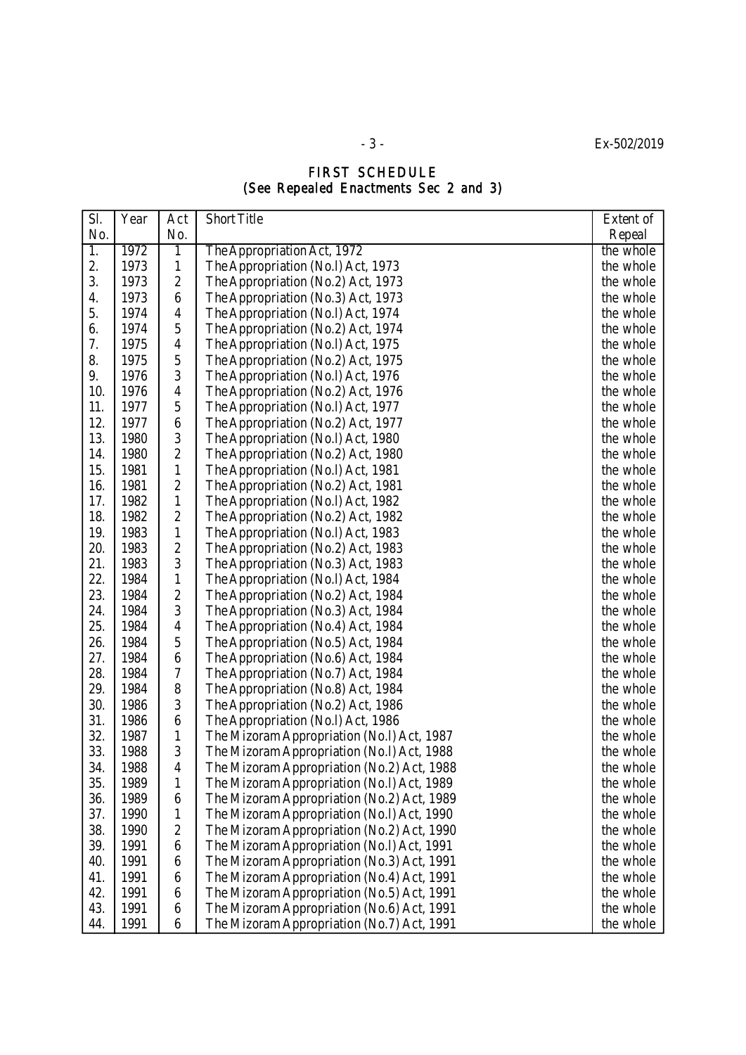# FIRST SCHEDULE
## (See Repealed Enactments Sec 2 and 3)

| Sl. No. | Year | Act No. | Short Title | Extent of Repeal |
|---|---|---|---|---|
| 1. | 1972 | 1 | The Appropriation Act, 1972 | the whole |
| 2. | 1973 | 1 | The Appropriation (No.l) Act, 1973 | the whole |
| 3. | 1973 | 2 | The Appropriation (No.2) Act, 1973 | the whole |
| 4. | 1973 | 6 | The Appropriation (No.3) Act, 1973 | the whole |
| 5. | 1974 | 4 | The Appropriation (No.l) Act, 1974 | the whole |
| 6. | 1974 | 5 | The Appropriation (No.2) Act, 1974 | the whole |
| 7. | 1975 | 4 | The Appropriation (No.l) Act, 1975 | the whole |
| 8. | 1975 | 5 | The Appropriation (No.2) Act, 1975 | the whole |
| 9. | 1976 | 3 | The Appropriation (No.l) Act, 1976 | the whole |
| 10. | 1976 | 4 | The Appropriation (No.2) Act, 1976 | the whole |
| 11. | 1977 | 5 | The Appropriation (No.l) Act, 1977 | the whole |
| 12. | 1977 | 6 | The Appropriation (No.2) Act, 1977 | the whole |
| 13. | 1980 | 3 | The Appropriation (No.l) Act, 1980 | the whole |
| 14. | 1980 | 2 | The Appropriation (No.2) Act, 1980 | the whole |
| 15. | 1981 | 1 | The Appropriation (No.l) Act, 1981 | the whole |
| 16. | 1981 | 2 | The Appropriation (No.2) Act, 1981 | the whole |
| 17. | 1982 | 1 | The Appropriation (No.l) Act, 1982 | the whole |
| 18. | 1982 | 2 | The Appropriation (No.2) Act, 1982 | the whole |
| 19. | 1983 | 1 | The Appropriation (No.l) Act, 1983 | the whole |
| 20. | 1983 | 2 | The Appropriation (No.2) Act, 1983 | the whole |
| 21. | 1983 | 3 | The Appropriation (No.3) Act, 1983 | the whole |
| 22. | 1984 | 1 | The Appropriation (No.l) Act, 1984 | the whole |
| 23. | 1984 | 2 | The Appropriation (No.2) Act, 1984 | the whole |
| 24. | 1984 | 3 | The Appropriation (No.3) Act, 1984 | the whole |
| 25. | 1984 | 4 | The Appropriation (No.4) Act, 1984 | the whole |
| 26. | 1984 | 5 | The Appropriation (No.5) Act, 1984 | the whole |
| 27. | 1984 | 6 | The Appropriation (No.6) Act, 1984 | the whole |
| 28. | 1984 | 7 | The Appropriation (No.7) Act, 1984 | the whole |
| 29. | 1984 | 8 | The Appropriation (No.8) Act, 1984 | the whole |
| 30. | 1986 | 3 | The Appropriation (No.2) Act, 1986 | the whole |
| 31. | 1986 | 6 | The Appropriation (No.l) Act, 1986 | the whole |
| 32. | 1987 | 1 | The Mizoram Appropriation (No.l) Act, 1987 | the whole |
| 33. | 1988 | 3 | The Mizoram Appropriation (No.l) Act, 1988 | the whole |
| 34. | 1988 | 4 | The Mizoram Appropriation (No.2) Act, 1988 | the whole |
| 35. | 1989 | 1 | The Mizoram Appropriation (No.l) Act, 1989 | the whole |
| 36. | 1989 | 6 | The Mizoram Appropriation (No.2) Act, 1989 | the whole |
| 37. | 1990 | 1 | The Mizoram Appropriation (No.l) Act, 1990 | the whole |
| 38. | 1990 | 2 | The Mizoram Appropriation (No.2) Act, 1990 | the whole |
| 39. | 1991 | 6 | The Mizoram Appropriation (No.l) Act, 1991 | the whole |
| 40. | 1991 | 6 | The Mizoram Appropriation (No.3) Act, 1991 | the whole |
| 41. | 1991 | 6 | The Mizoram Appropriation (No.4) Act, 1991 | the whole |
| 42. | 1991 | 6 | The Mizoram Appropriation (No.5) Act, 1991 | the whole |
| 43. | 1991 | 6 | The Mizoram Appropriation (No.6) Act, 1991 | the whole |
| 44. | 1991 | 6 | The Mizoram Appropriation (No.7) Act, 1991 | the whole |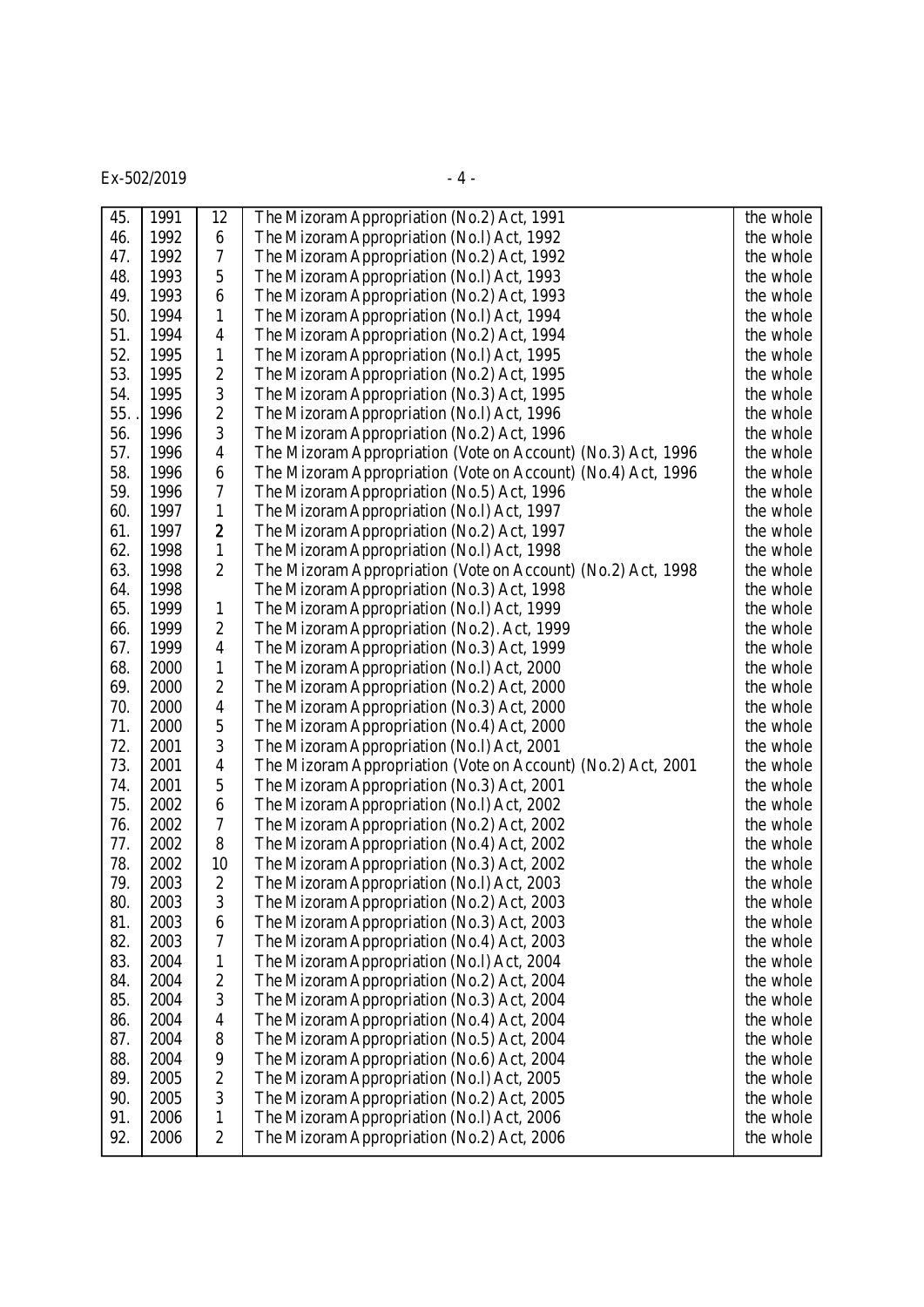| | | | | |
|---|---|---|---|---|
| 45. | 1991 | 12 | The Mizoram Appropriation (No.2) Act, 1991 | the whole |
| 46. | 1992 | 6 | The Mizoram Appropriation (No.l) Act, 1992 | the whole |
| 47. | 1992 | 7 | The Mizoram Appropriation (No.2) Act, 1992 | the whole |
| 48. | 1993 | 5 | The Mizoram Appropriation (No.l) Act, 1993 | the whole |
| 49. | 1993 | 6 | The Mizoram Appropriation (No.2) Act, 1993 | the whole |
| 50. | 1994 | 1 | The Mizoram Appropriation (No.l) Act, 1994 | the whole |
| 51. | 1994 | 4 | The Mizoram Appropriation (No.2) Act, 1994 | the whole |
| 52. | 1995 | 1 | The Mizoram Appropriation (No.l) Act, 1995 | the whole |
| 53. | 1995 | 2 | The Mizoram Appropriation (No.2) Act, 1995 | the whole |
| 54. | 1995 | 3 | The Mizoram Appropriation (No.3) Act, 1995 | the whole |
| 55. | 1996 | 2 | The Mizoram Appropriation (No.l) Act, 1996 | the whole |
| 56. | 1996 | 3 | The Mizoram Appropriation (No.2) Act, 1996 | the whole |
| 57. | 1996 | 4 | The Mizoram Appropriation (Vote on Account) (No.3) Act, 1996 | the whole |
| 58. | 1996 | 6 | The Mizoram Appropriation (Vote on Account) (No.4) Act, 1996 | the whole |
| 59. | 1996 | 7 | The Mizoram Appropriation (No.5) Act, 1996 | the whole |
| 60. | 1997 | 1 | The Mizoram Appropriation (No.l) Act, 1997 | the whole |
| 61. | 1997 | 2 | The Mizoram Appropriation (No.2) Act, 1997 | the whole |
| 62. | 1998 | 1 | The Mizoram Appropriation (No.l) Act, 1998 | the whole |
| 63. | 1998 | 2 | The Mizoram Appropriation (Vote on Account) (No.2) Act, 1998 | the whole |
| 64. | 1998 | | The Mizoram Appropriation (No.3) Act, 1998 | the whole |
| 65. | 1999 | 1 | The Mizoram Appropriation (No.l) Act, 1999 | the whole |
| 66. | 1999 | 2 | The Mizoram Appropriation (No.2). Act, 1999 | the whole |
| 67. | 1999 | 4 | The Mizoram Appropriation (No.3) Act, 1999 | the whole |
| 68. | 2000 | 1 | The Mizoram Appropriation (No.l) Act, 2000 | the whole |
| 69. | 2000 | 2 | The Mizoram Appropriation (No.2) Act, 2000 | the whole |
| 70. | 2000 | 4 | The Mizoram Appropriation (No.3) Act, 2000 | the whole |
| 71. | 2000 | 5 | The Mizoram Appropriation (No.4) Act, 2000 | the whole |
| 72. | 2001 | 3 | The Mizoram Appropriation (No.l) Act, 2001 | the whole |
| 73. | 2001 | 4 | The Mizoram Appropriation (Vote on Account) (No.2) Act, 2001 | the whole |
| 74. | 2001 | 5 | The Mizoram Appropriation (No.3) Act, 2001 | the whole |
| 75. | 2002 | 6 | The Mizoram Appropriation (No.l) Act, 2002 | the whole |
| 76. | 2002 | 7 | The Mizoram Appropriation (No.2) Act, 2002 | the whole |
| 77. | 2002 | 8 | The Mizoram Appropriation (No.4) Act, 2002 | the whole |
| 78. | 2002 | 10 | The Mizoram Appropriation (No.3) Act, 2002 | the whole |
| 79. | 2003 | 2 | The Mizoram Appropriation (No.l) Act, 2003 | the whole |
| 80. | 2003 | 3 | The Mizoram Appropriation (No.2) Act, 2003 | the whole |
| 81. | 2003 | 6 | The Mizoram Appropriation (No.3) Act, 2003 | the whole |
| 82. | 2003 | 7 | The Mizoram Appropriation (No.4) Act, 2003 | the whole |
| 83. | 2004 | 1 | The Mizoram Appropriation (No.l) Act, 2004 | the whole |
| 84. | 2004 | 2 | The Mizoram Appropriation (No.2) Act, 2004 | the whole |
| 85. | 2004 | 3 | The Mizoram Appropriation (No.3) Act, 2004 | the whole |
| 86. | 2004 | 4 | The Mizoram Appropriation (No.4) Act, 2004 | the whole |
| 87. | 2004 | 8 | The Mizoram Appropriation (No.5) Act, 2004 | the whole |
| 88. | 2004 | 9 | The Mizoram Appropriation (No.6) Act, 2004 | the whole |
| 89. | 2005 | 2 | The Mizoram Appropriation (No.l) Act, 2005 | the whole |
| 90. | 2005 | 3 | The Mizoram Appropriation (No.2) Act, 2005 | the whole |
| 91. | 2006 | 1 | The Mizoram Appropriation (No.l) Act, 2006 | the whole |
| 92. | 2006 | 2 | The Mizoram Appropriation (No.2) Act, 2006 | the whole |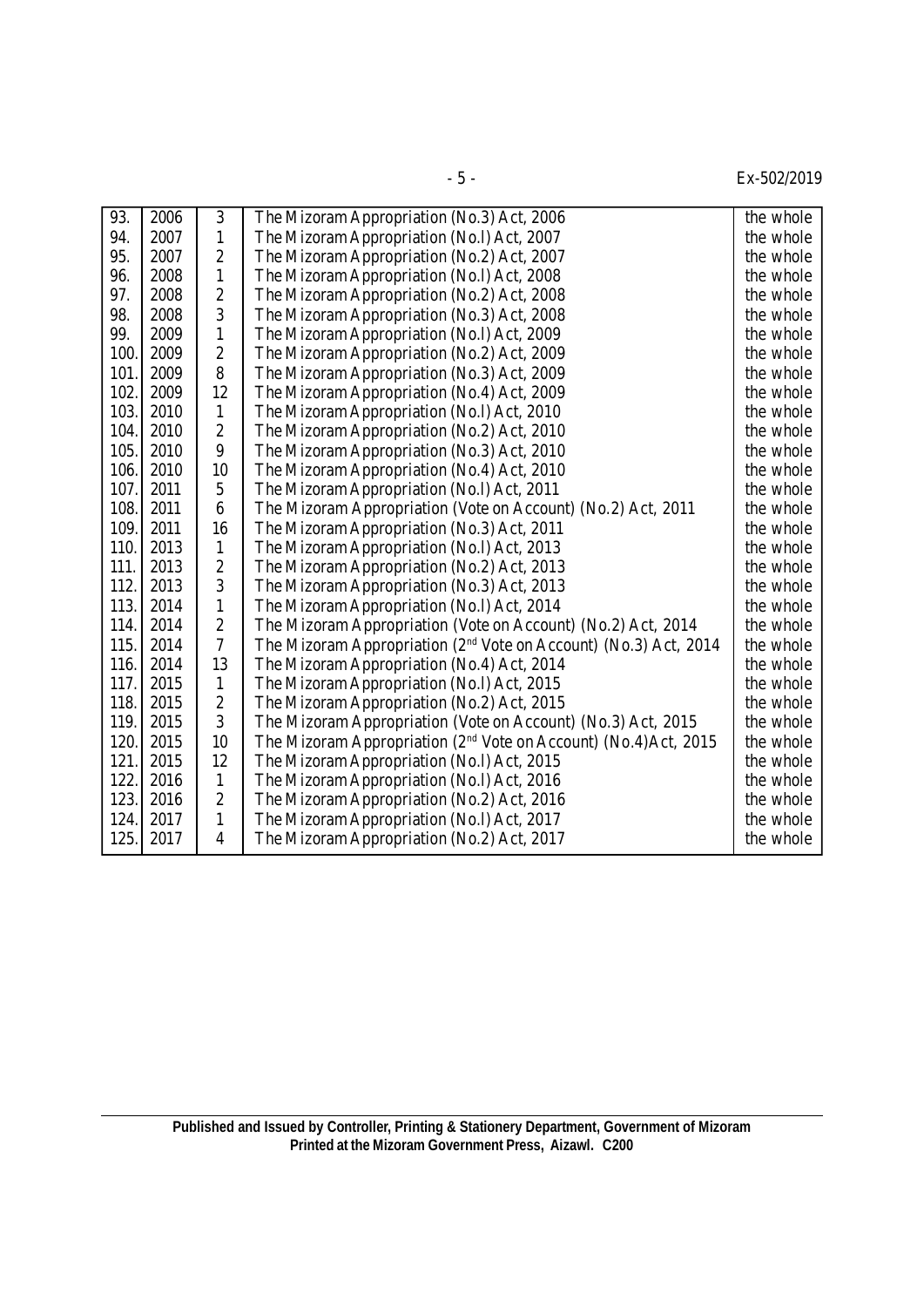| | | | | |
|---|---|---|---|---|
| 93. | 2006 | 3 | The Mizoram Appropriation (No.3) Act, 2006 | the whole |
| 94. | 2007 | 1 | The Mizoram Appropriation (No.l) Act, 2007 | the whole |
| 95. | 2007 | 2 | The Mizoram Appropriation (No.2) Act, 2007 | the whole |
| 96. | 2008 | 1 | The Mizoram Appropriation (No.l) Act, 2008 | the whole |
| 97. | 2008 | 2 | The Mizoram Appropriation (No.2) Act, 2008 | the whole |
| 98. | 2008 | 3 | The Mizoram Appropriation (No.3) Act, 2008 | the whole |
| 99. | 2009 | 1 | The Mizoram Appropriation (No.l) Act, 2009 | the whole |
| 100. | 2009 | 2 | The Mizoram Appropriation (No.2) Act, 2009 | the whole |
| 101. | 2009 | 8 | The Mizoram Appropriation (No.3) Act, 2009 | the whole |
| 102. | 2009 | 12 | The Mizoram Appropriation (No.4) Act, 2009 | the whole |
| 103. | 2010 | 1 | The Mizoram Appropriation (No.l) Act, 2010 | the whole |
| 104. | 2010 | 2 | The Mizoram Appropriation (No.2) Act, 2010 | the whole |
| 105. | 2010 | 9 | The Mizoram Appropriation (No.3) Act, 2010 | the whole |
| 106. | 2010 | 10 | The Mizoram Appropriation (No.4) Act, 2010 | the whole |
| 107. | 2011 | 5 | The Mizoram Appropriation (No.l) Act, 2011 | the whole |
| 108. | 2011 | 6 | The Mizoram Appropriation (Vote on Account) (No.2) Act, 2011 | the whole |
| 109. | 2011 | 16 | The Mizoram Appropriation (No.3) Act, 2011 | the whole |
| 110. | 2013 | 1 | The Mizoram Appropriation (No.l) Act, 2013 | the whole |
| 111. | 2013 | 2 | The Mizoram Appropriation (No.2) Act, 2013 | the whole |
| 112. | 2013 | 3 | The Mizoram Appropriation (No.3) Act, 2013 | the whole |
| 113. | 2014 | 1 | The Mizoram Appropriation (No.l) Act, 2014 | the whole |
| 114. | 2014 | 2 | The Mizoram Appropriation (Vote on Account) (No.2) Act, 2014 | the whole |
| 115. | 2014 | 7 | The Mizoram Appropriation (2nd Vote on Account) (No.3) Act, 2014 | the whole |
| 116. | 2014 | 13 | The Mizoram Appropriation (No.4) Act, 2014 | the whole |
| 117. | 2015 | 1 | The Mizoram Appropriation (No.l) Act, 2015 | the whole |
| 118. | 2015 | 2 | The Mizoram Appropriation (No.2) Act, 2015 | the whole |
| 119. | 2015 | 3 | The Mizoram Appropriation (Vote on Account) (No.3) Act, 2015 | the whole |
| 120. | 2015 | 10 | The Mizoram Appropriation (2nd Vote on Account) (No.4)Act, 2015 | the whole |
| 121. | 2015 | 12 | The Mizoram Appropriation (No.l) Act, 2015 | the whole |
| 122. | 2016 | 1 | The Mizoram Appropriation (No.l) Act, 2016 | the whole |
| 123. | 2016 | 2 | The Mizoram Appropriation (No.2) Act, 2016 | the whole |
| 124. | 2017 | 1 | The Mizoram Appropriation (No.l) Act, 2017 | the whole |
| 125. | 2017 | 4 | The Mizoram Appropriation (No.2) Act, 2017 | the whole |

**Published and Issued by Controller, Printing & Stationery Department, Government of Mizoram**
**Printed at the Mizoram Government Press, Aizawl. C200**